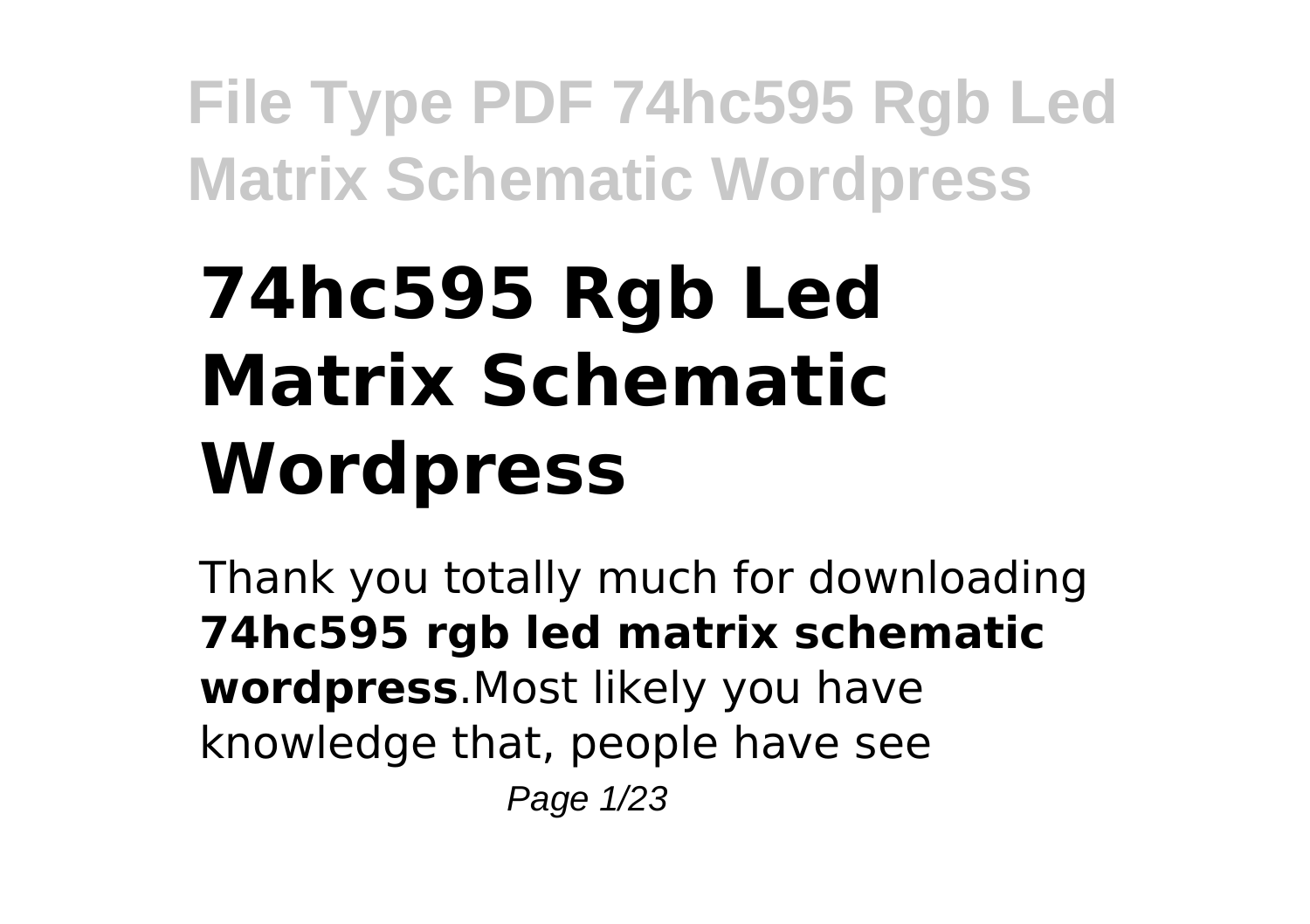# 74hc595 Rgb Led Matrix Schematic Wordpress

Thank you totally much for downloading **74hc595 rgb led matrix schematic wordpress**.Most likely you have knowledge that, people have see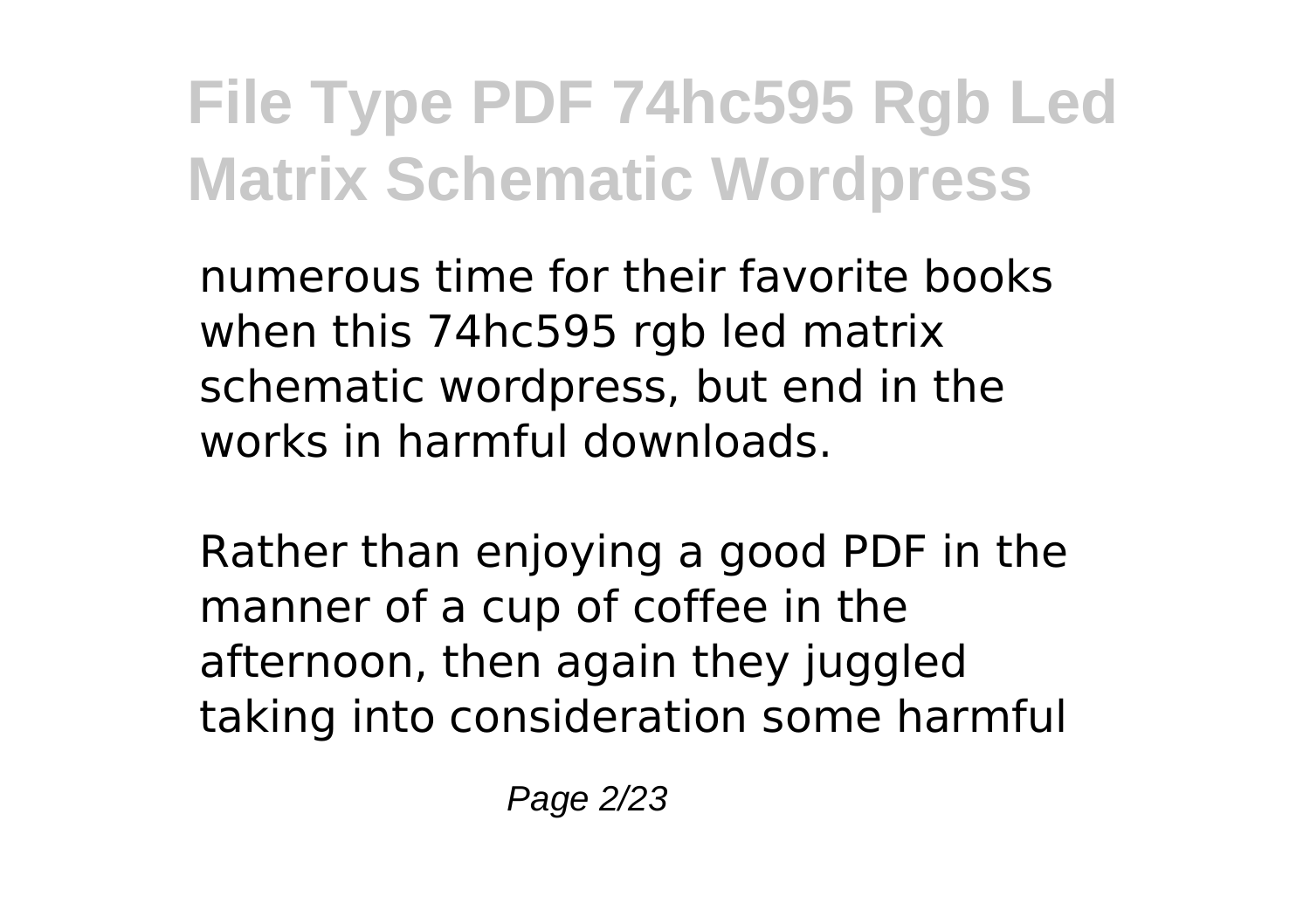numerous time for their favorite books when this 74hc595 rgb led matrix schematic wordpress, but end in the works in harmful downloads.

Rather than enjoying a good PDF in the manner of a cup of coffee in the afternoon, then again they juggled taking into consideration some harmful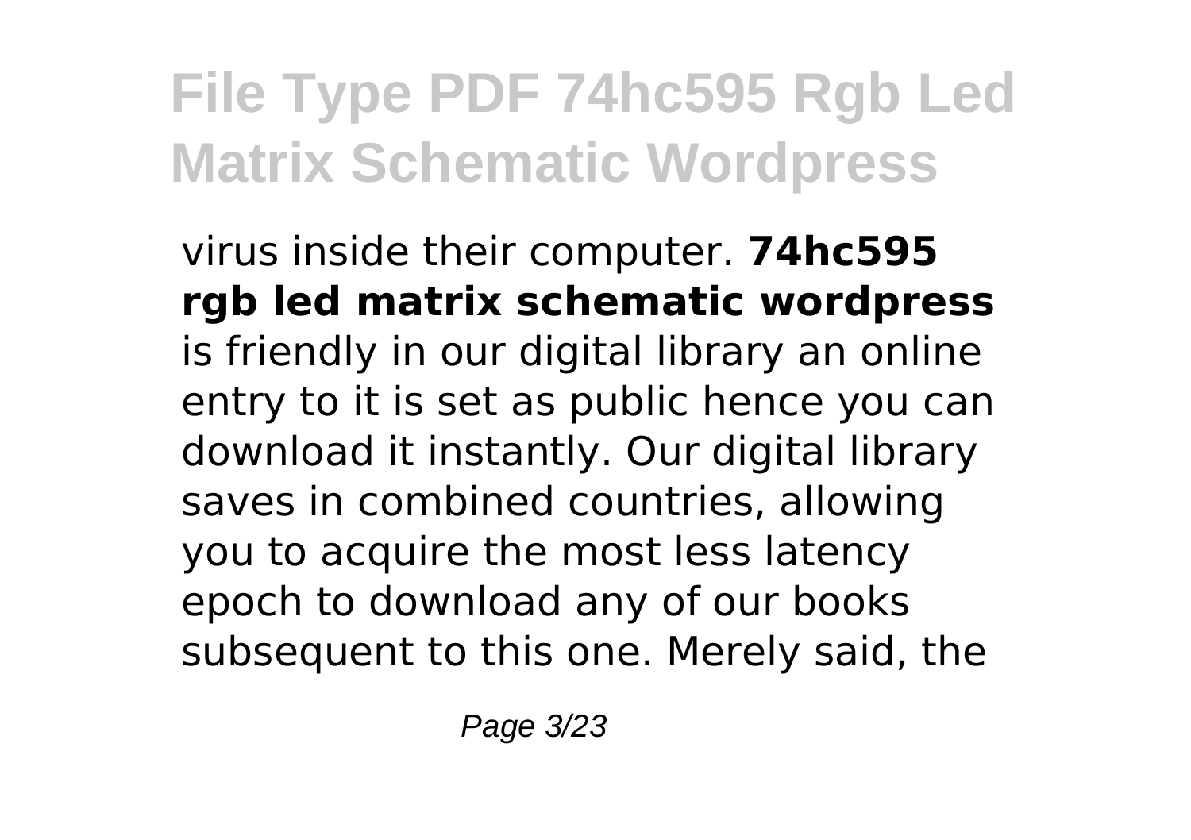virus inside their computer. **74hc595 rgb led matrix schematic wordpress** is friendly in our digital library an online entry to it is set as public hence you can download it instantly. Our digital library saves in combined countries, allowing you to acquire the most less latency epoch to download any of our books subsequent to this one. Merely said, the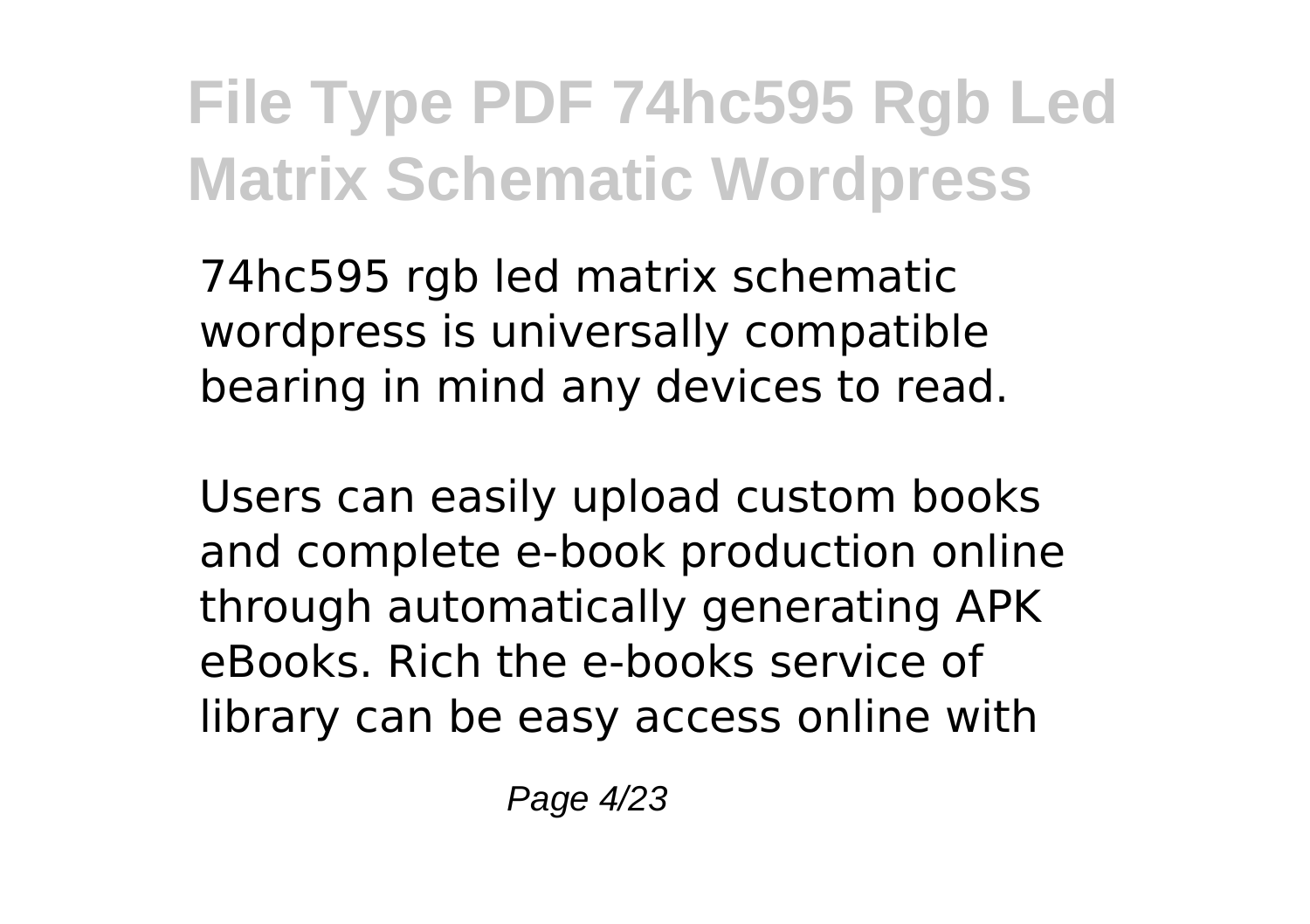74hc595 rgb led matrix schematic wordpress is universally compatible bearing in mind any devices to read.

Users can easily upload custom books and complete e-book production online through automatically generating APK eBooks. Rich the e-books service of library can be easy access online with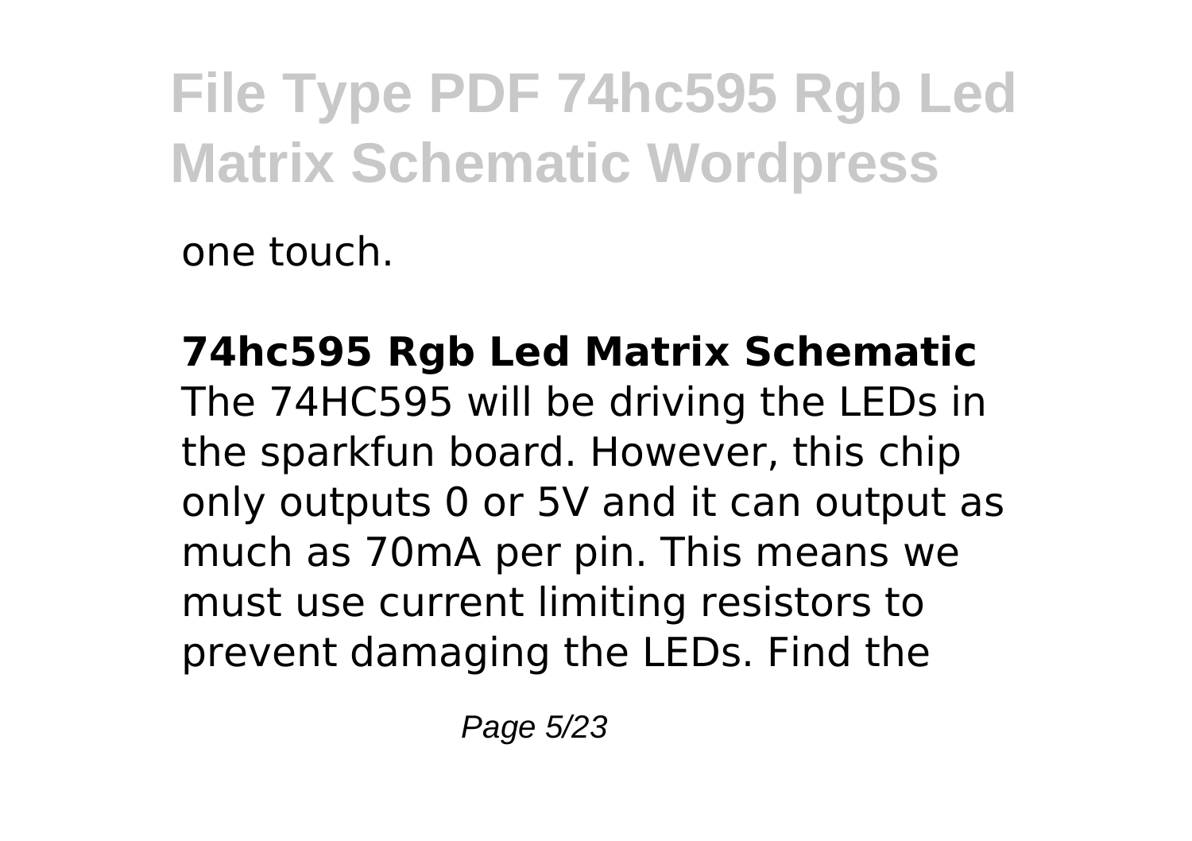one touch.

**74hc595 Rgb Led Matrix Schematic**
The 74HC595 will be driving the LEDs in the sparkfun board. However, this chip only outputs 0 or 5V and it can output as much as 70mA per pin. This means we must use current limiting resistors to prevent damaging the LEDs. Find the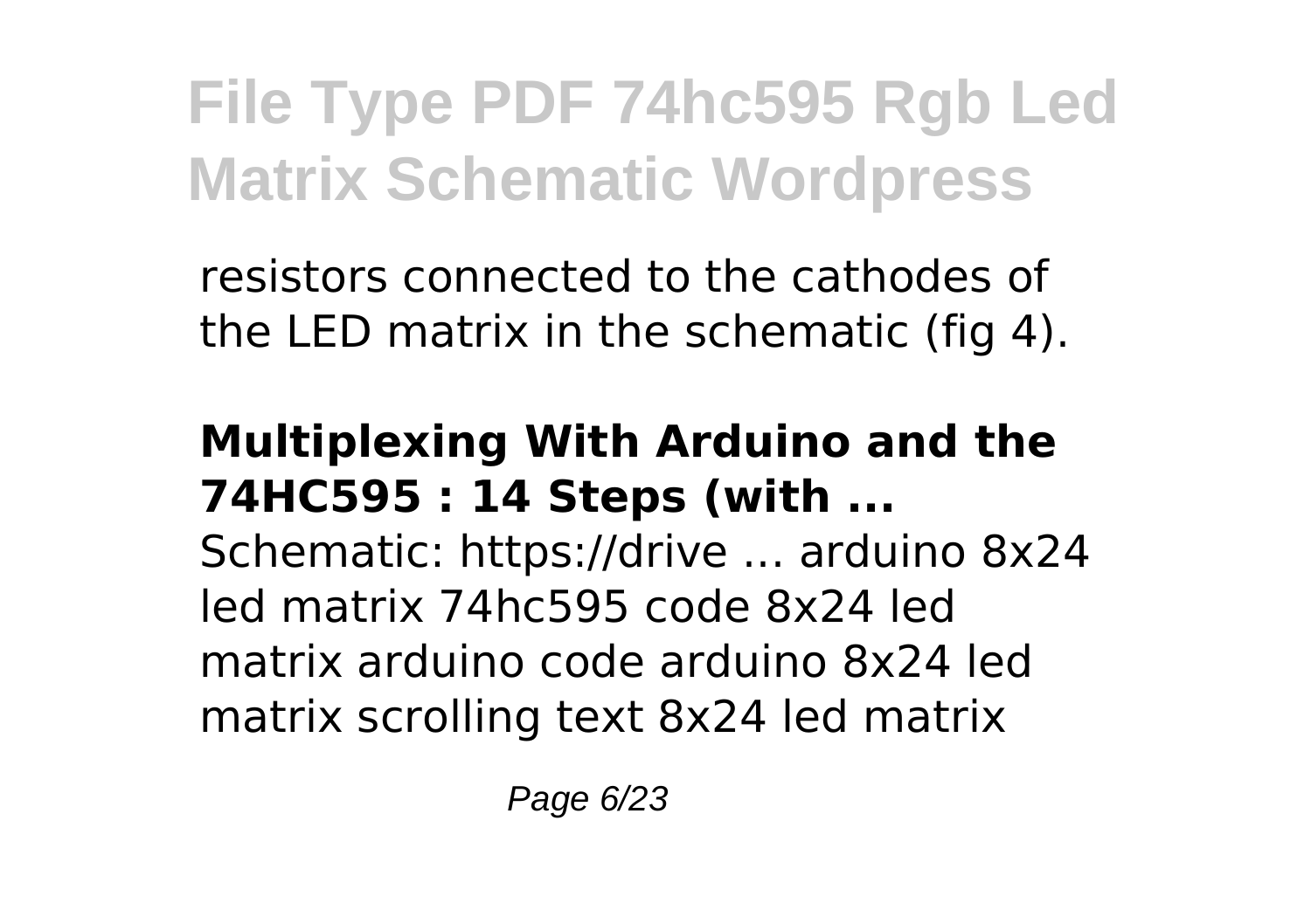resistors connected to the cathodes of the LED matrix in the schematic (fig 4).

**Multiplexing With Arduino and the 74HC595 : 14 Steps (with ...**

Schematic: https://drive ... arduino 8x24 led matrix 74hc595 code 8x24 led matrix arduino code arduino 8x24 led matrix scrolling text 8x24 led matrix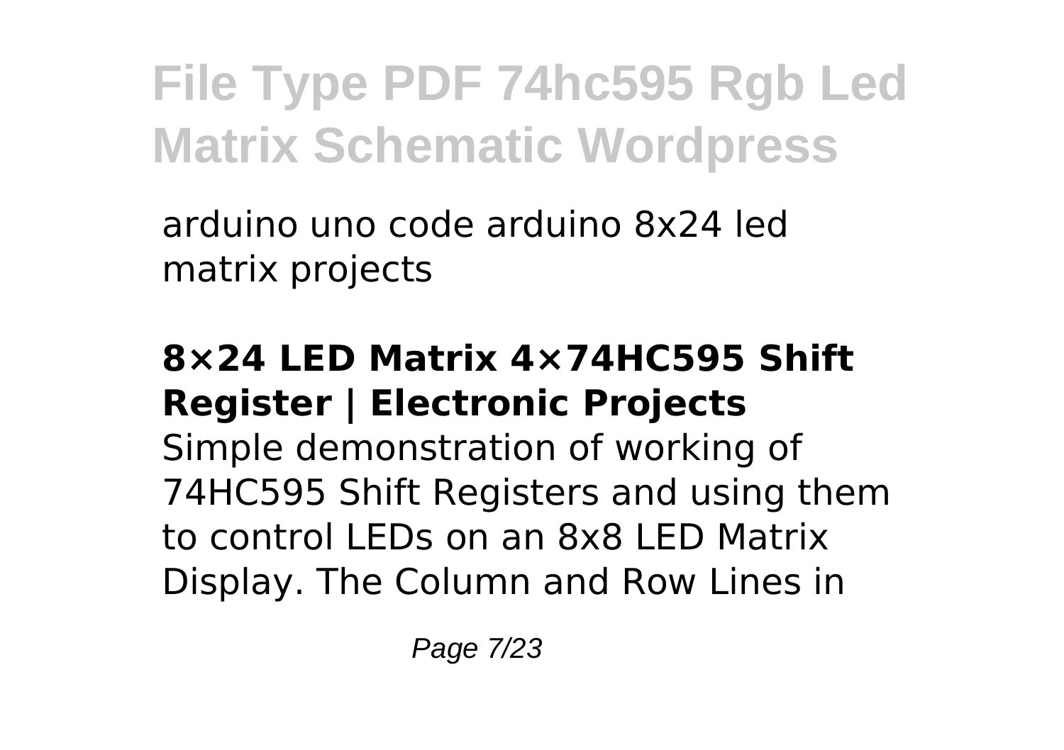arduino uno code arduino 8x24 led matrix projects

**8×24 LED Matrix 4×74HC595 Shift Register | Electronic Projects**

Simple demonstration of working of 74HC595 Shift Registers and using them to control LEDs on an 8x8 LED Matrix Display. The Column and Row Lines in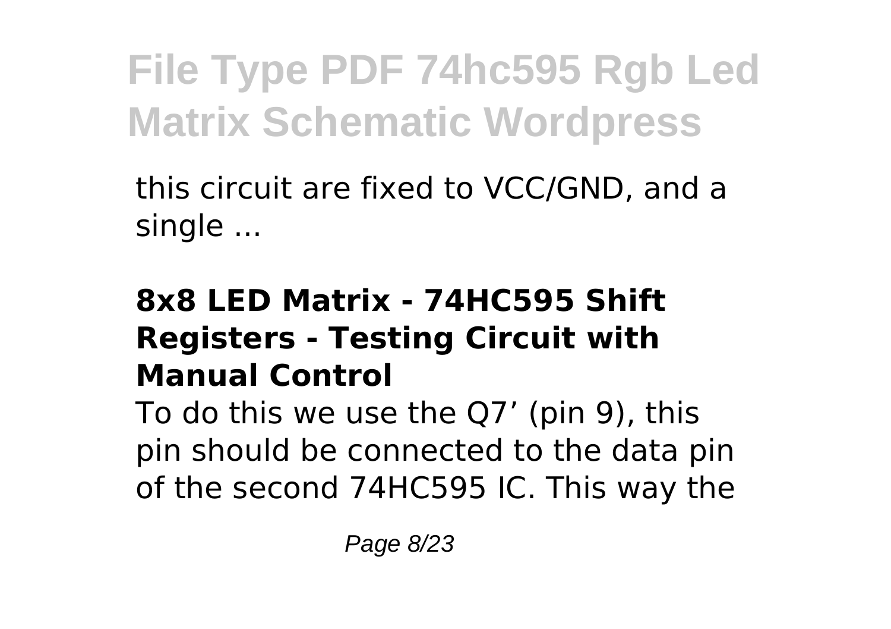this circuit are fixed to VCC/GND, and a single ...

### 8x8 LED Matrix - 74HC595 Shift Registers - Testing Circuit with Manual Control

To do this we use the Q7’ (pin 9), this pin should be connected to the data pin of the second 74HC595 IC. This way the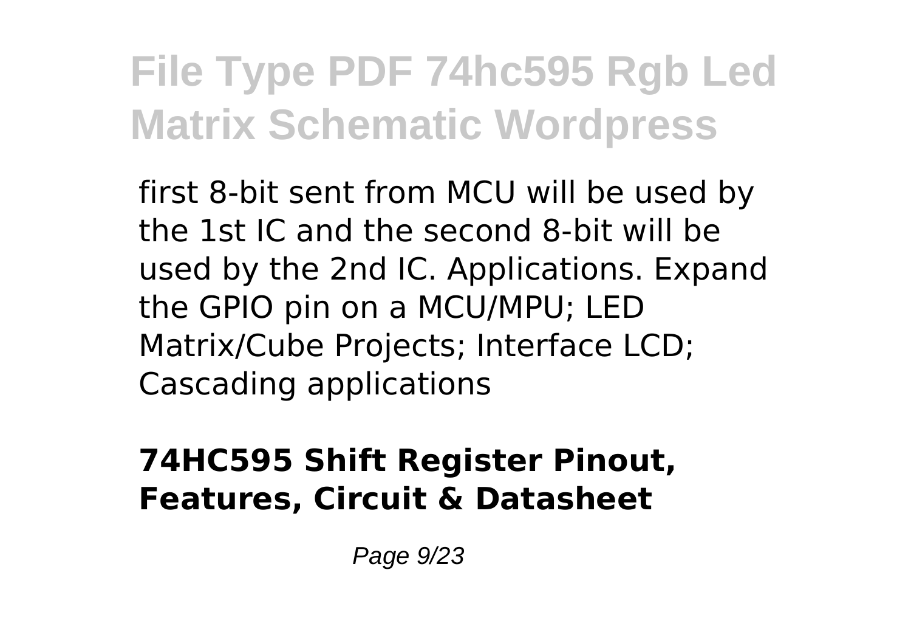first 8-bit sent from MCU will be used by the 1st IC and the second 8-bit will be used by the 2nd IC. Applications. Expand the GPIO pin on a MCU/MPU; LED Matrix/Cube Projects; Interface LCD; Cascading applications

**74HC595 Shift Register Pinout, Features, Circuit & Datasheet**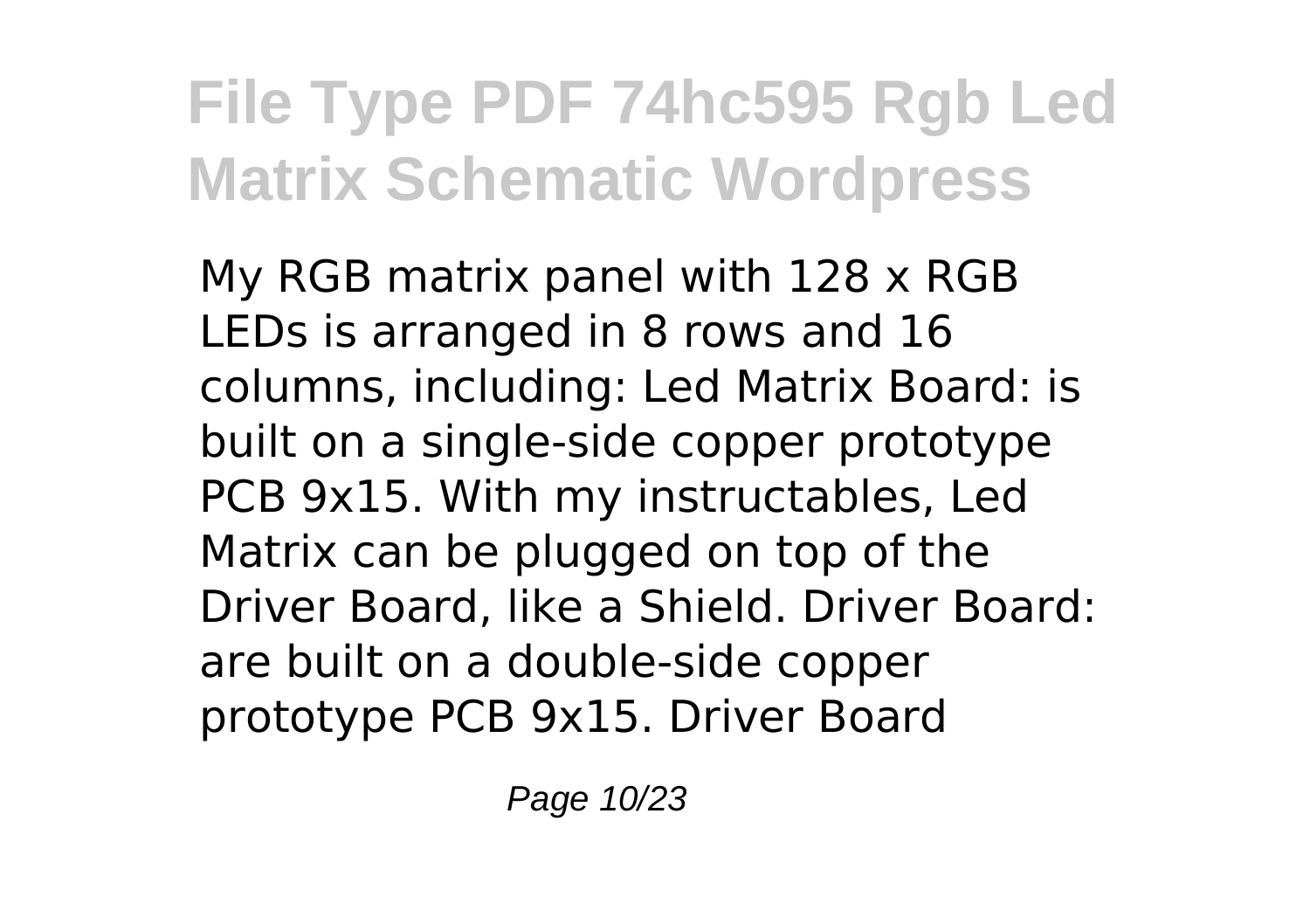My RGB matrix panel with 128 x RGB LEDs is arranged in 8 rows and 16 columns, including: Led Matrix Board: is built on a single-side copper prototype PCB 9x15. With my instructables, Led Matrix can be plugged on top of the Driver Board, like a Shield. Driver Board: are built on a double-side copper prototype PCB 9x15. Driver Board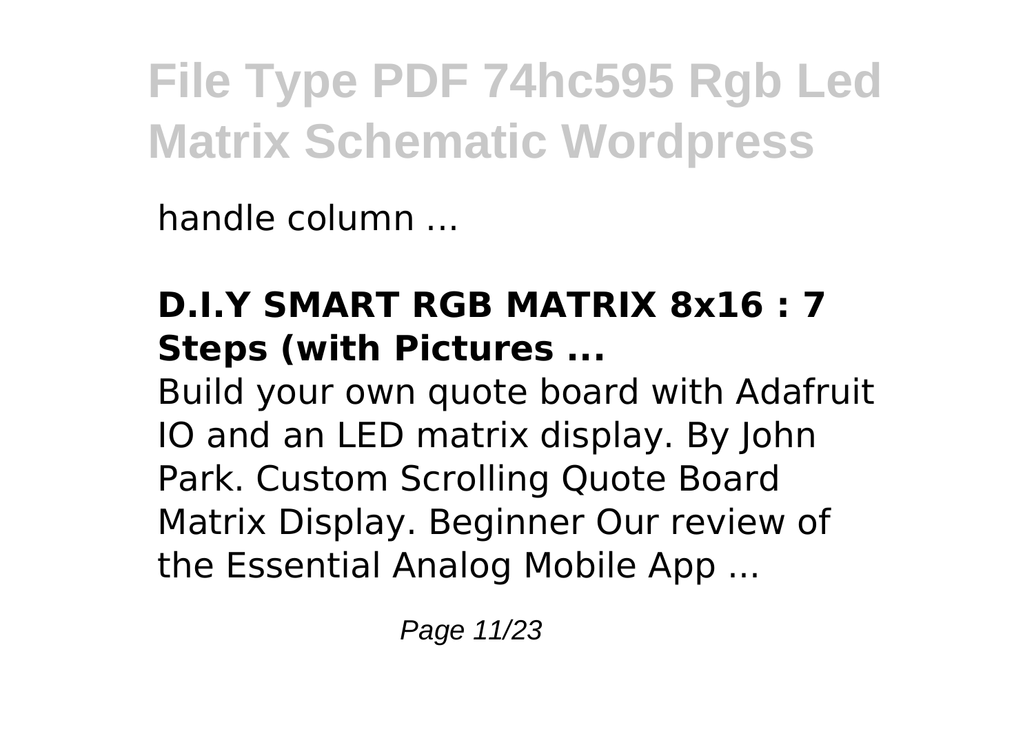handle column ...

### D.I.Y SMART RGB MATRIX 8x16 : 7 Steps (with Pictures ...

Build your own quote board with Adafruit IO and an LED matrix display. By John Park. Custom Scrolling Quote Board Matrix Display. Beginner Our review of the Essential Analog Mobile App ...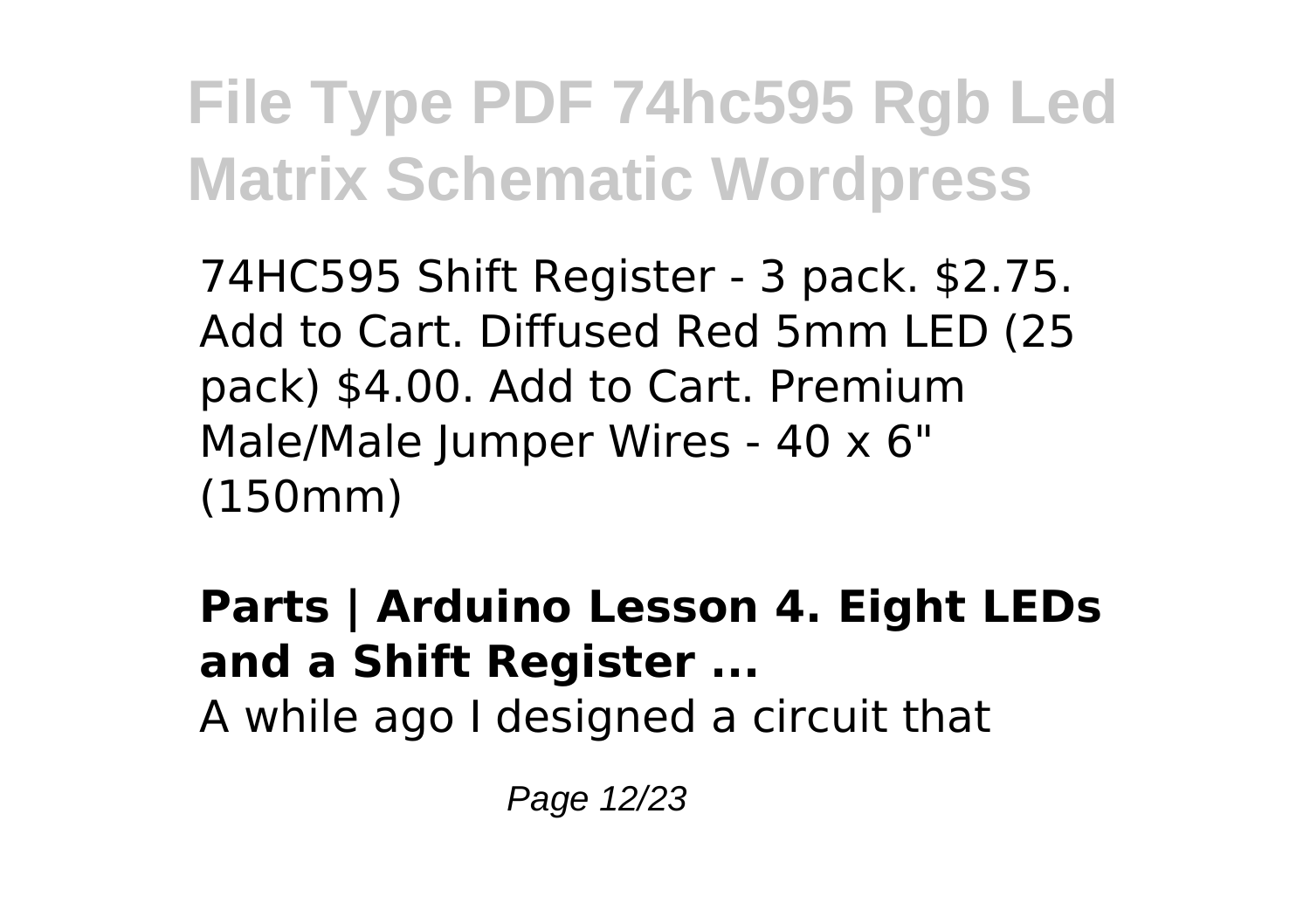74HC595 Shift Register - 3 pack. $2.75. Add to Cart. Diffused Red 5mm LED (25 pack) $4.00. Add to Cart. Premium Male/Male Jumper Wires - 40 x 6" (150mm)

**Parts | Arduino Lesson 4. Eight LEDs and a Shift Register ...**

A while ago I designed a circuit that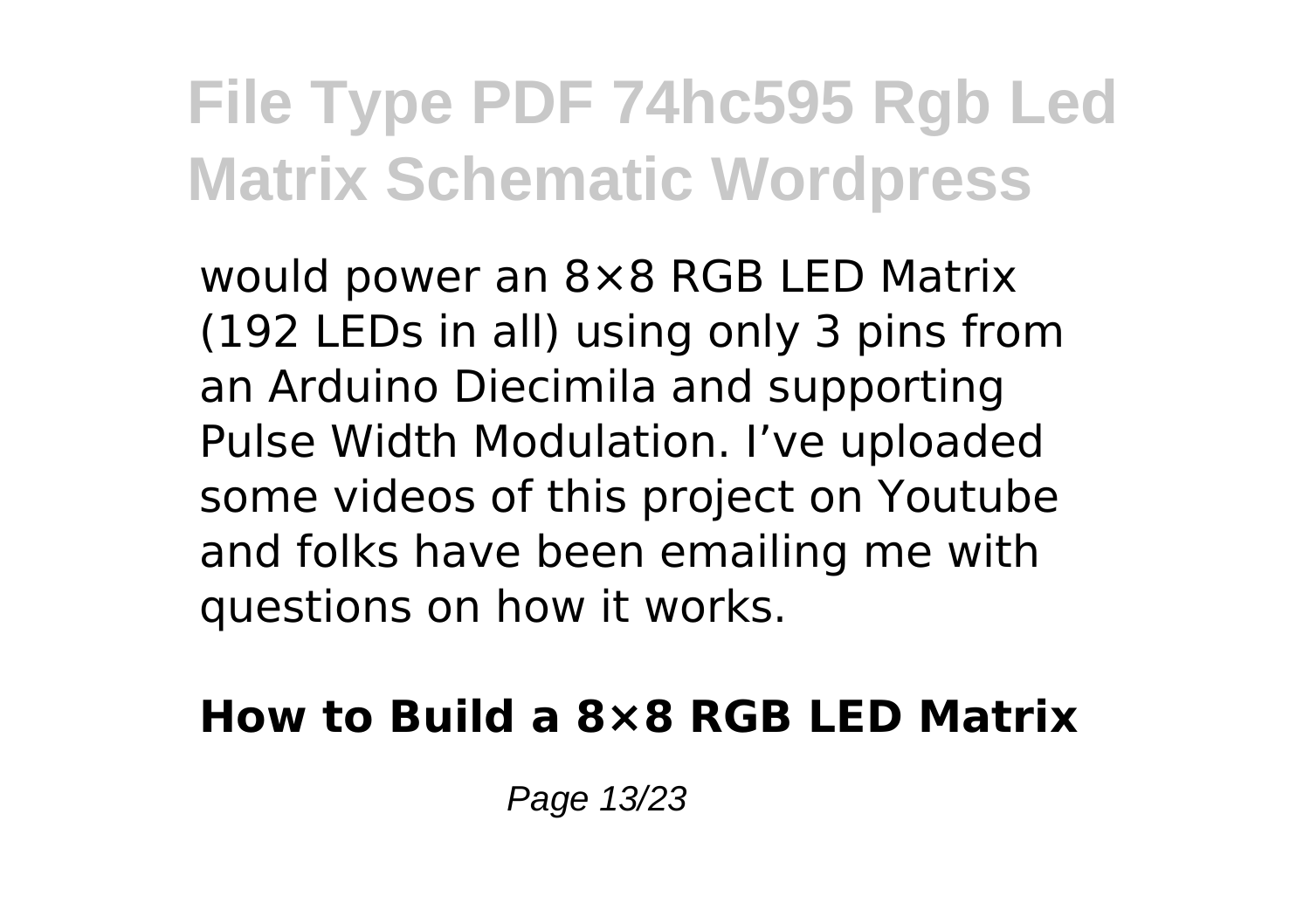would power an 8×8 RGB LED Matrix (192 LEDs in all) using only 3 pins from an Arduino Diecimila and supporting Pulse Width Modulation. I've uploaded some videos of this project on Youtube and folks have been emailing me with questions on how it works.

**How to Build a 8×8 RGB LED Matrix**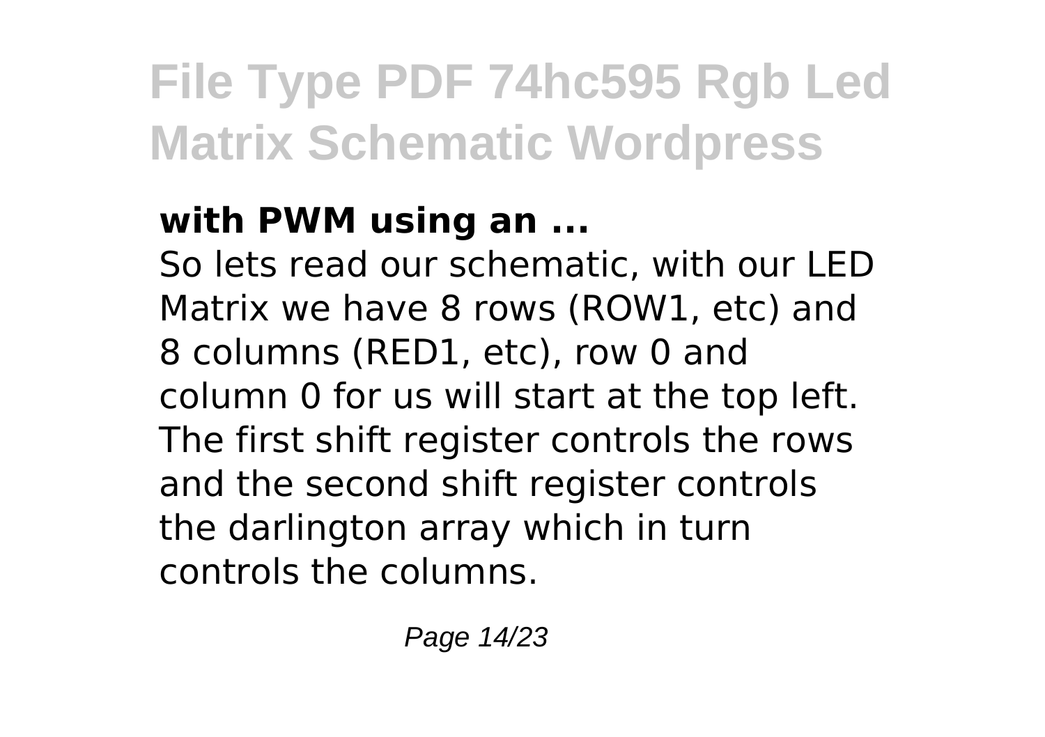**with PWM using an ...**

So lets read our schematic, with our LED Matrix we have 8 rows (ROW1, etc) and 8 columns (RED1, etc), row 0 and column 0 for us will start at the top left. The first shift register controls the rows and the second shift register controls the darlington array which in turn controls the columns.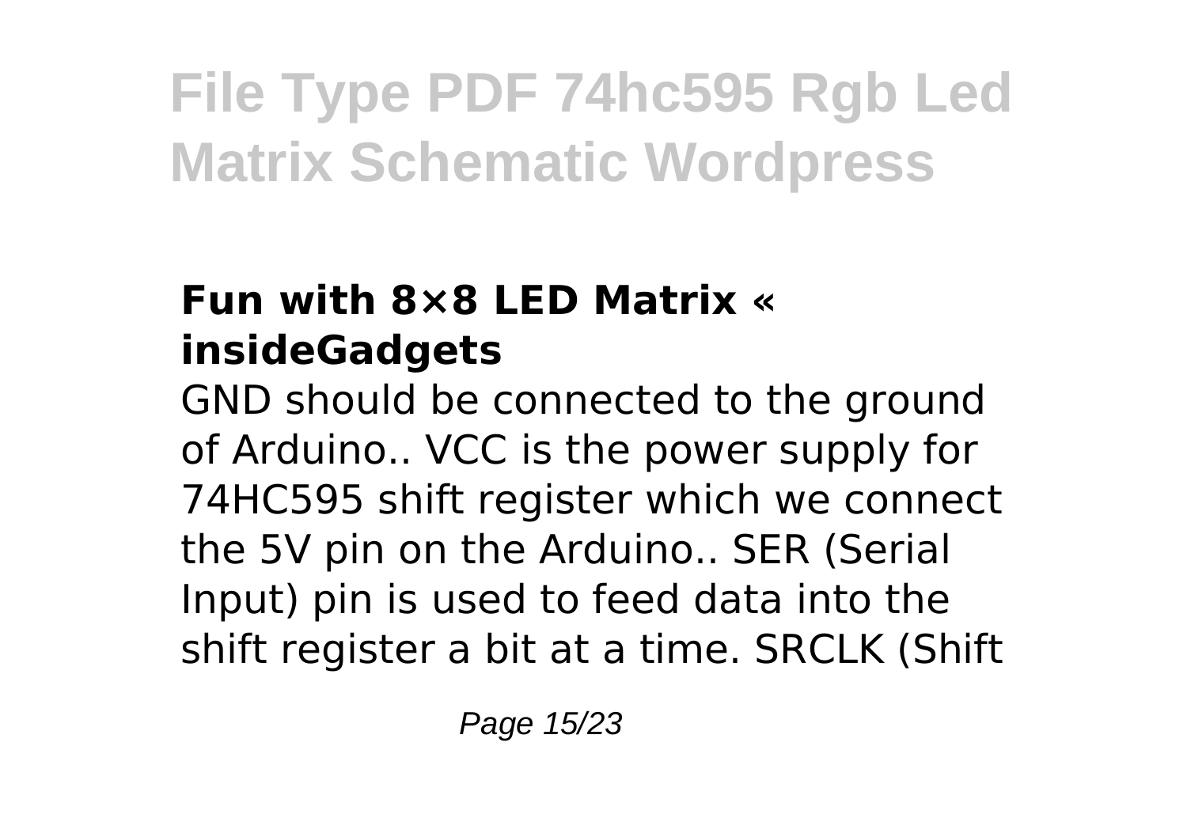### Fun with 8×8 LED Matrix « insideGadgets

GND should be connected to the ground of Arduino.. VCC is the power supply for 74HC595 shift register which we connect the 5V pin on the Arduino.. SER (Serial Input) pin is used to feed data into the shift register a bit at a time. SRCLK (Shift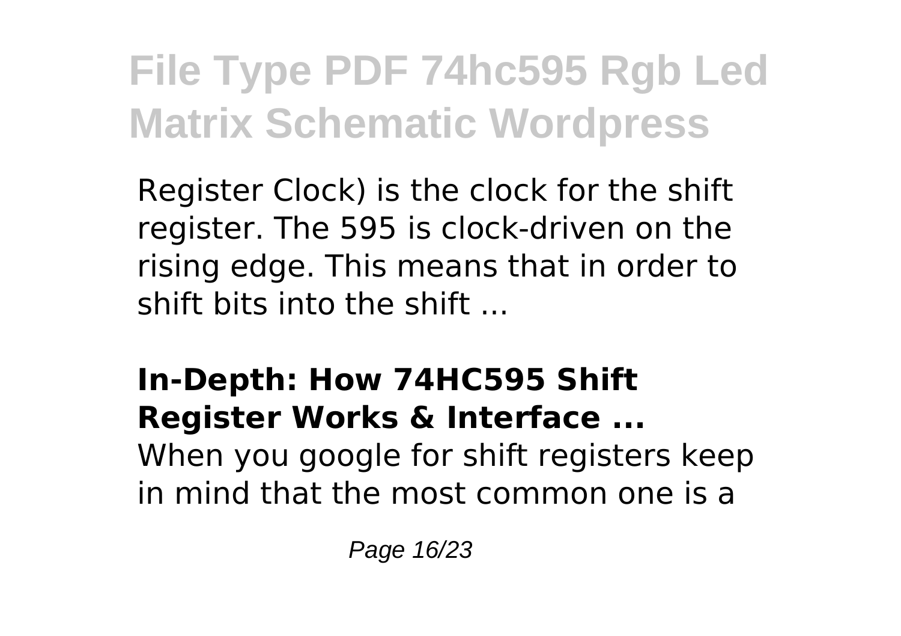Register Clock) is the clock for the shift register. The 595 is clock-driven on the rising edge. This means that in order to shift bits into the shift ...

**In-Depth: How 74HC595 Shift Register Works & Interface ...**
When you google for shift registers keep in mind that the most common one is a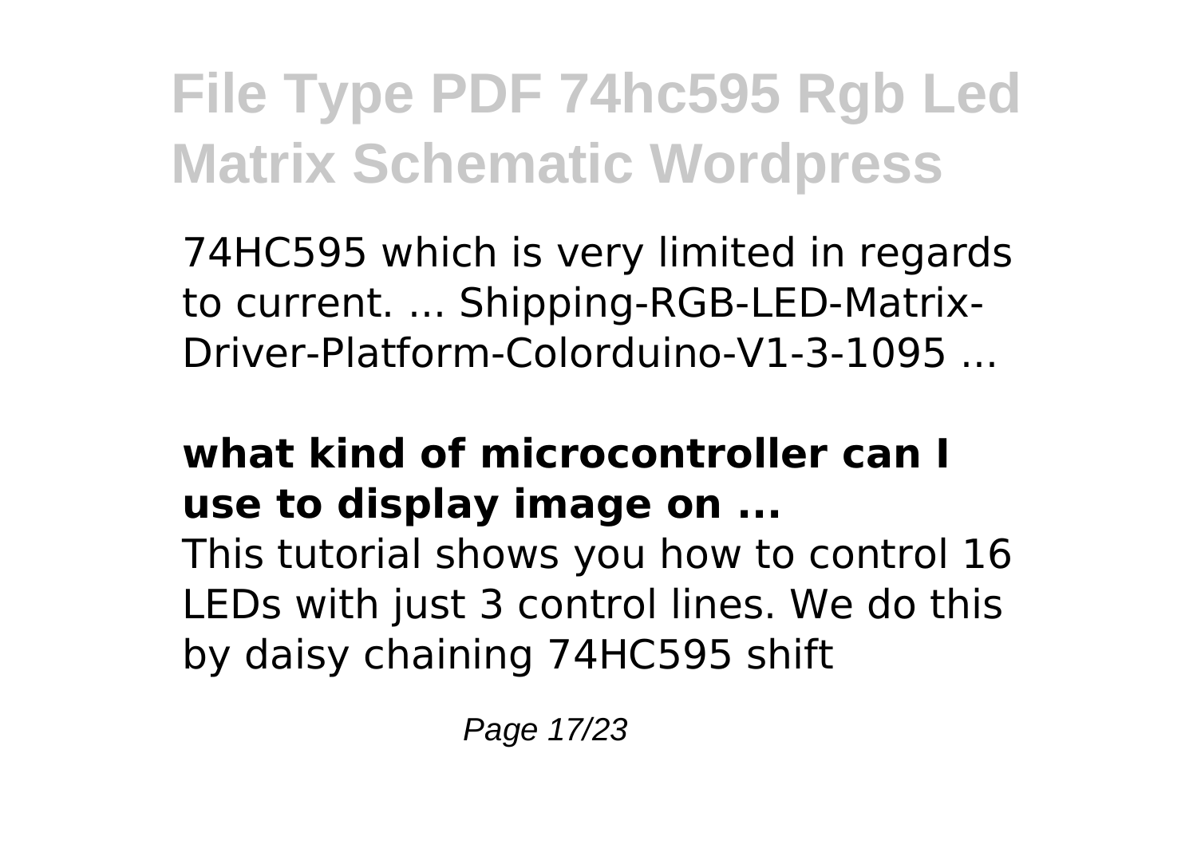74HC595 which is very limited in regards to current. ... Shipping-RGB-LED-Matrix-Driver-Platform-Colorduino-V1-3-1095 ...

### what kind of microcontroller can I use to display image on ...

This tutorial shows you how to control 16 LEDs with just 3 control lines. We do this by daisy chaining 74HC595 shift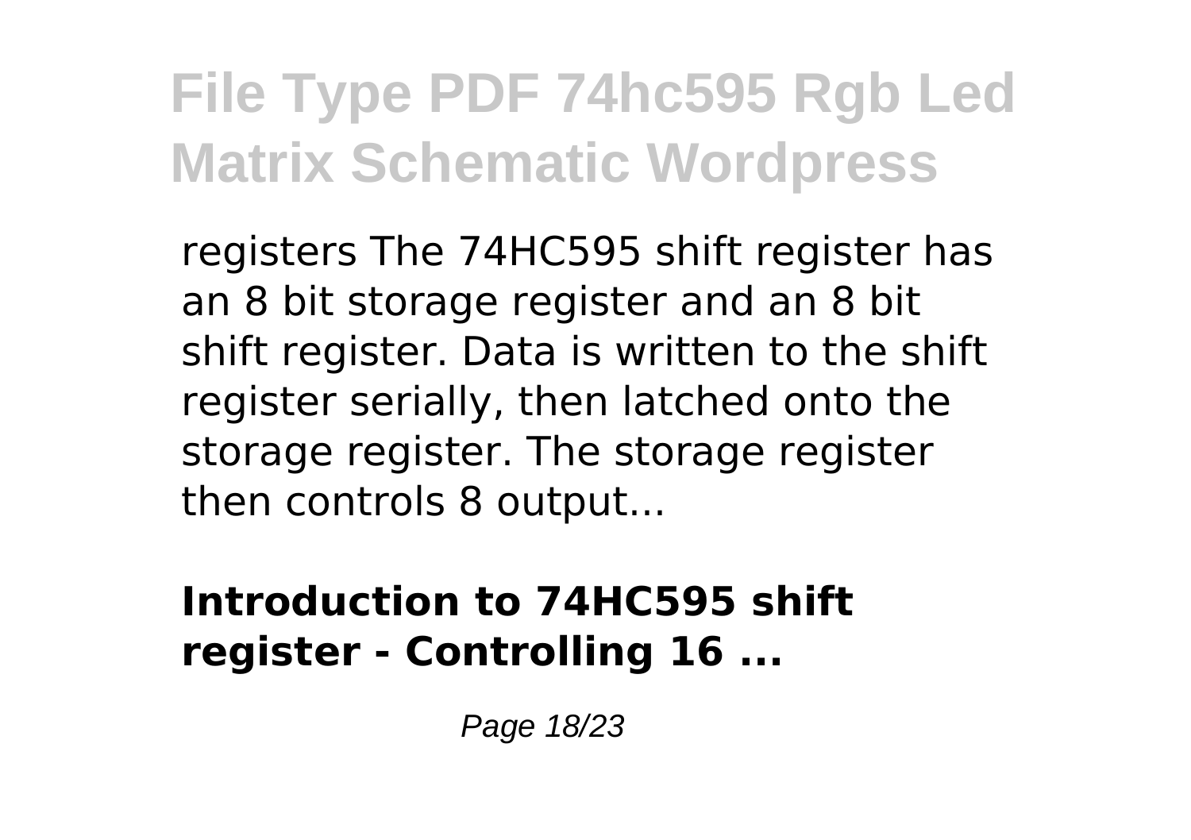registers The 74HC595 shift register has an 8 bit storage register and an 8 bit shift register. Data is written to the shift register serially, then latched onto the storage register. The storage register then controls 8 output...

**Introduction to 74HC595 shift register - Controlling 16 ...**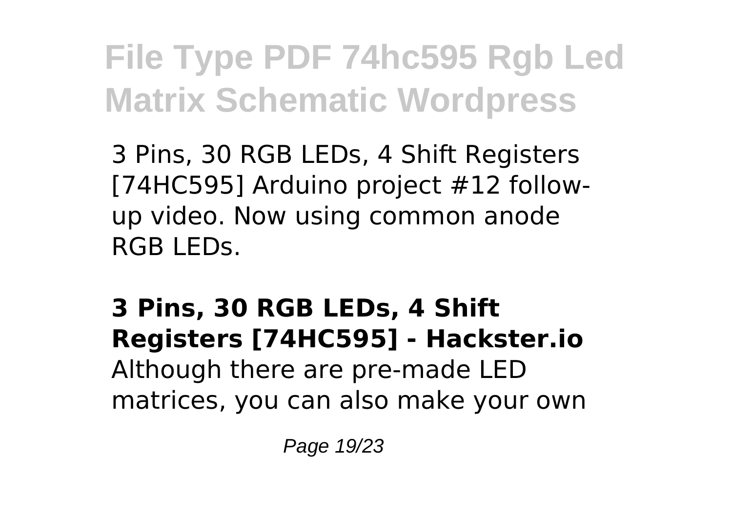3 Pins, 30 RGB LEDs, 4 Shift Registers [74HC595] Arduino project #12 follow-up video. Now using common anode RGB LEDs.

**3 Pins, 30 RGB LEDs, 4 Shift Registers [74HC595] - Hackster.io**
Although there are pre-made LED matrices, you can also make your own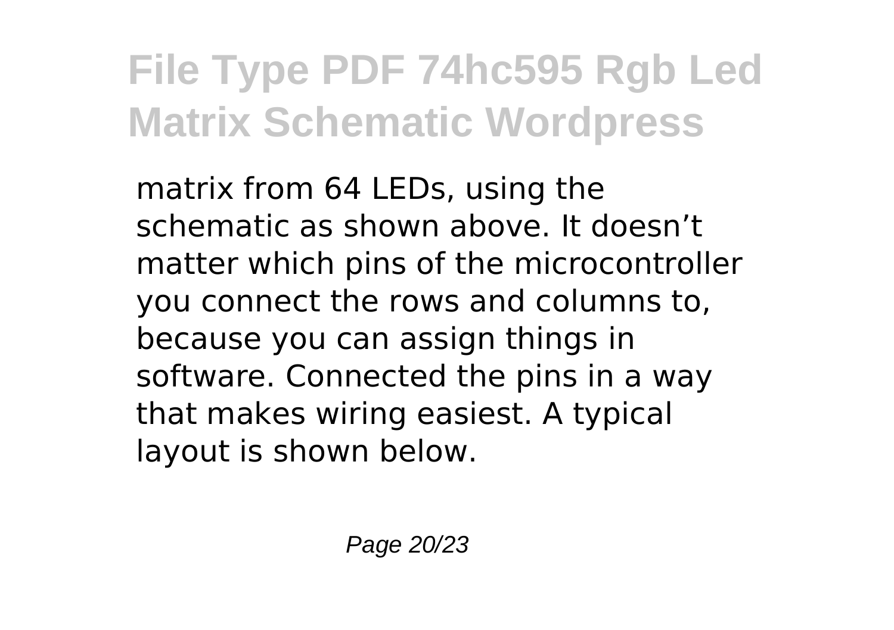matrix from 64 LEDs, using the schematic as shown above. It doesn’t matter which pins of the microcontroller you connect the rows and columns to, because you can assign things in software. Connected the pins in a way that makes wiring easiest. A typical layout is shown below.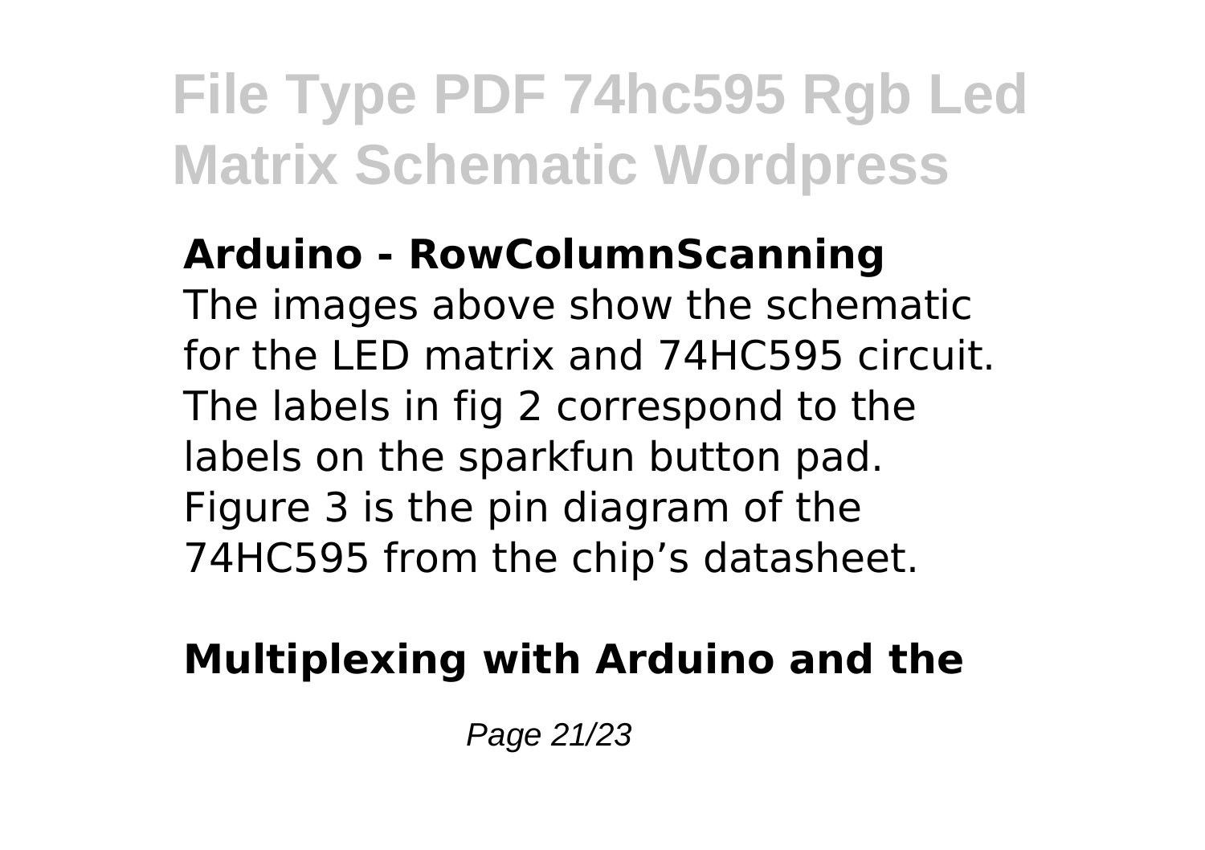**Arduino - RowColumnScanning**

The images above show the schematic for the LED matrix and 74HC595 circuit. The labels in fig 2 correspond to the labels on the sparkfun button pad. Figure 3 is the pin diagram of the 74HC595 from the chip’s datasheet.

**Multiplexing with Arduino and the**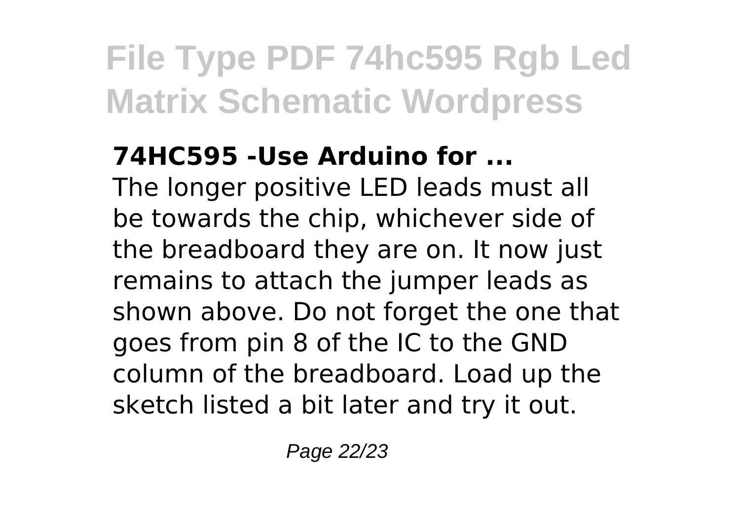**74HC595 -Use Arduino for ...**

The longer positive LED leads must all be towards the chip, whichever side of the breadboard they are on. It now just remains to attach the jumper leads as shown above. Do not forget the one that goes from pin 8 of the IC to the GND column of the breadboard. Load up the sketch listed a bit later and try it out.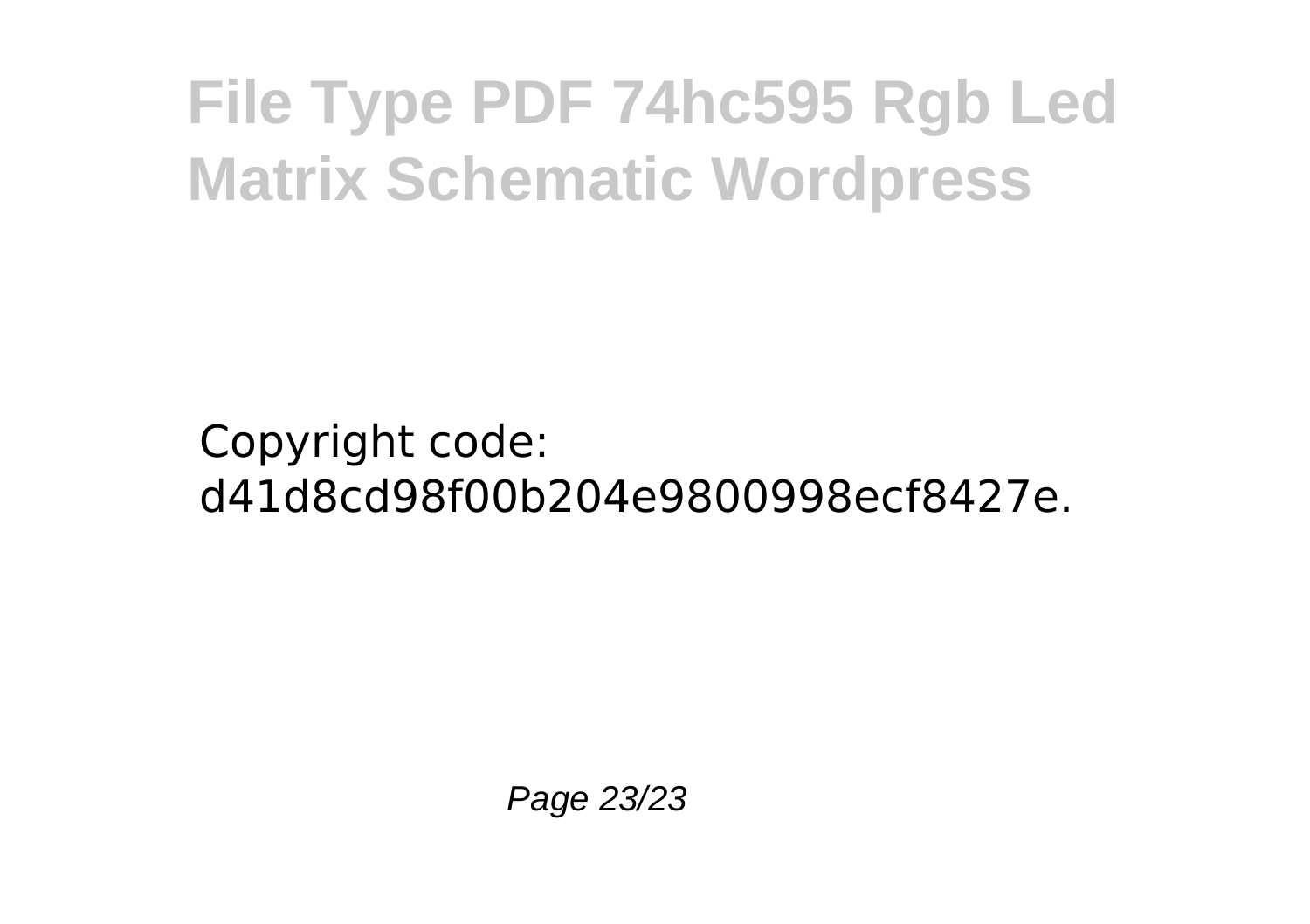Copyright code: d41d8cd98f00b204e9800998ecf8427e.